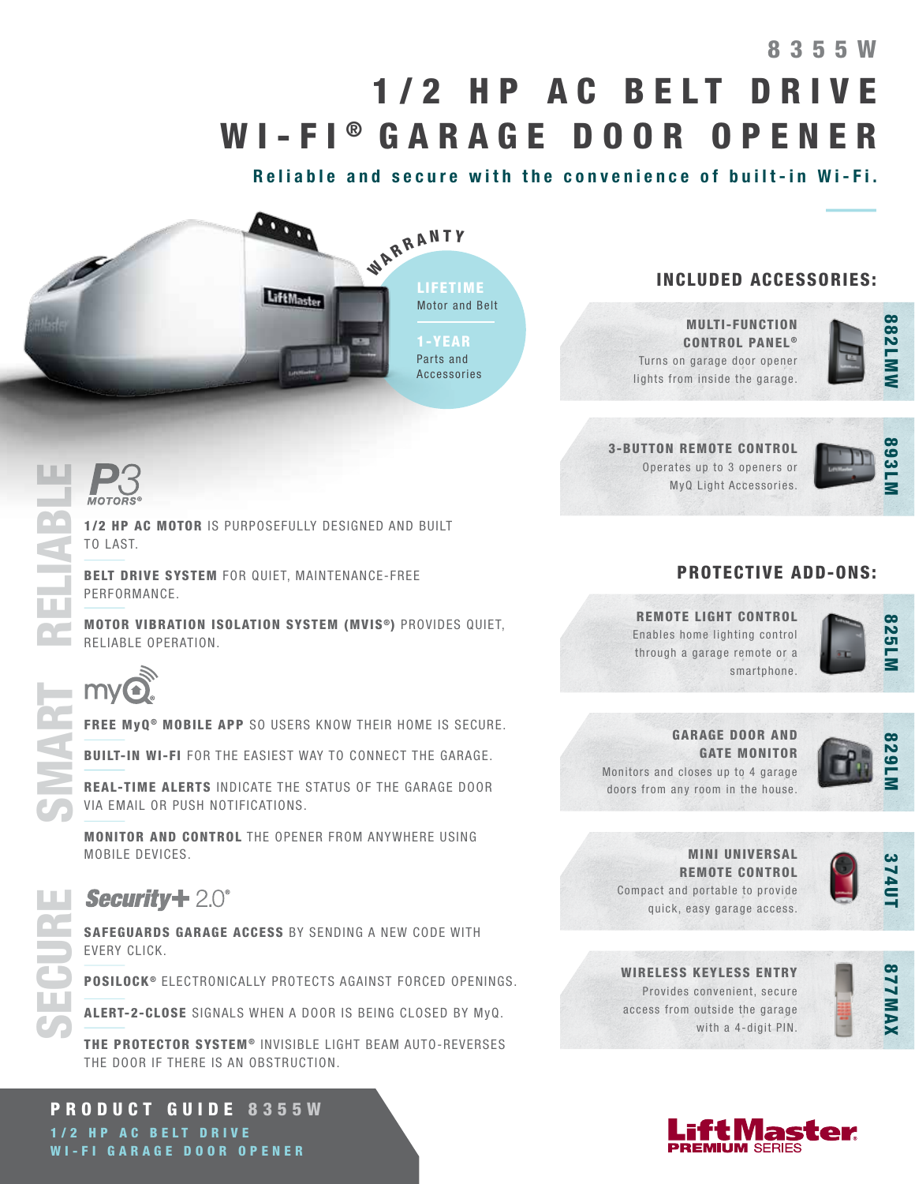# 8355W

# 1/2 HP AC BELT DRIVE WI-FI® GARAGE DOOR OPENER

**Reliable and secure with the convenience of built-in Wi-Fi.**

**WARRANTY**

**LIFETIME** Motor and Belt

**1-YEAR** Parts and Accessories

## RELIABLE

P3 MOTORS®

**1/2 HP AC MOTOR** IS PURPOSEFULLY DESIGNED AND BUILT TO LAST.

**BELT DRIVE SYSTEM** FOR QUIET, MAINTENANCE-FREE PERFORMANCE.

**MOTOR VIBRATION ISOLATION SYSTEM (MVIS®)** PROVIDES QUIET, RELIABLE OPERATION.

## SMART

myQ®

**FREE MyQ® MOBILE APP** SO USERS KNOW THEIR HOME IS SECURE.

**BUILT-IN WI-FI** FOR THE EASIEST WAY TO CONNECT THE GARAGE.

**REAL-TIME ALERTS** INDICATE THE STATUS OF THE GARAGE DOOR VIA EMAIL OR PUSH NOTIFICATIONS.

**MONITOR AND CONTROL** THE OPENER FROM ANYWHERE USING MOBILE DEVICES.

## SECURE

Security+ 2.0®

**SAFEGUARDS GARAGE ACCESS** BY SENDING A NEW CODE WITH EVERY CLICK.

**POSILOCK®** ELECTRONICALLY PROTECTS AGAINST FORCED OPENINGS.

**ALERT-2-CLOSE** SIGNALS WHEN A DOOR IS BEING CLOSED BY MyQ.

**THE PROTECTOR SYSTEM®** INVISIBLE LIGHT BEAM AUTO-REVERSES THE DOOR IF THERE IS AN OBSTRUCTION.

## INCLUDED ACCESSORIES:

**MULTI-FUNCTION CONTROL PANEL®** — 882LMW
Turns on garage door opener lights from inside the garage.

**3-BUTTON REMOTE CONTROL** — 893LM
Operates up to 3 openers or MyQ Light Accessories.

## PROTECTIVE ADD-ONS:

**REMOTE LIGHT CONTROL** — 825LM
Enables home lighting control through a garage remote or a smartphone.

**GARAGE DOOR AND GATE MONITOR** — 829LM
Monitors and closes up to 4 garage doors from any room in the house.

**MINI UNIVERSAL REMOTE CONTROL** — 374UT
Compact and portable to provide quick, easy garage access.

**WIRELESS KEYLESS ENTRY** — 877MAX
Provides convenient, secure access from outside the garage with a 4-digit PIN.

**PRODUCT GUIDE 8355W**
1/2 HP AC BELT DRIVE WI-FI GARAGE DOOR OPENER

LiftMaster PREMIUM SERIES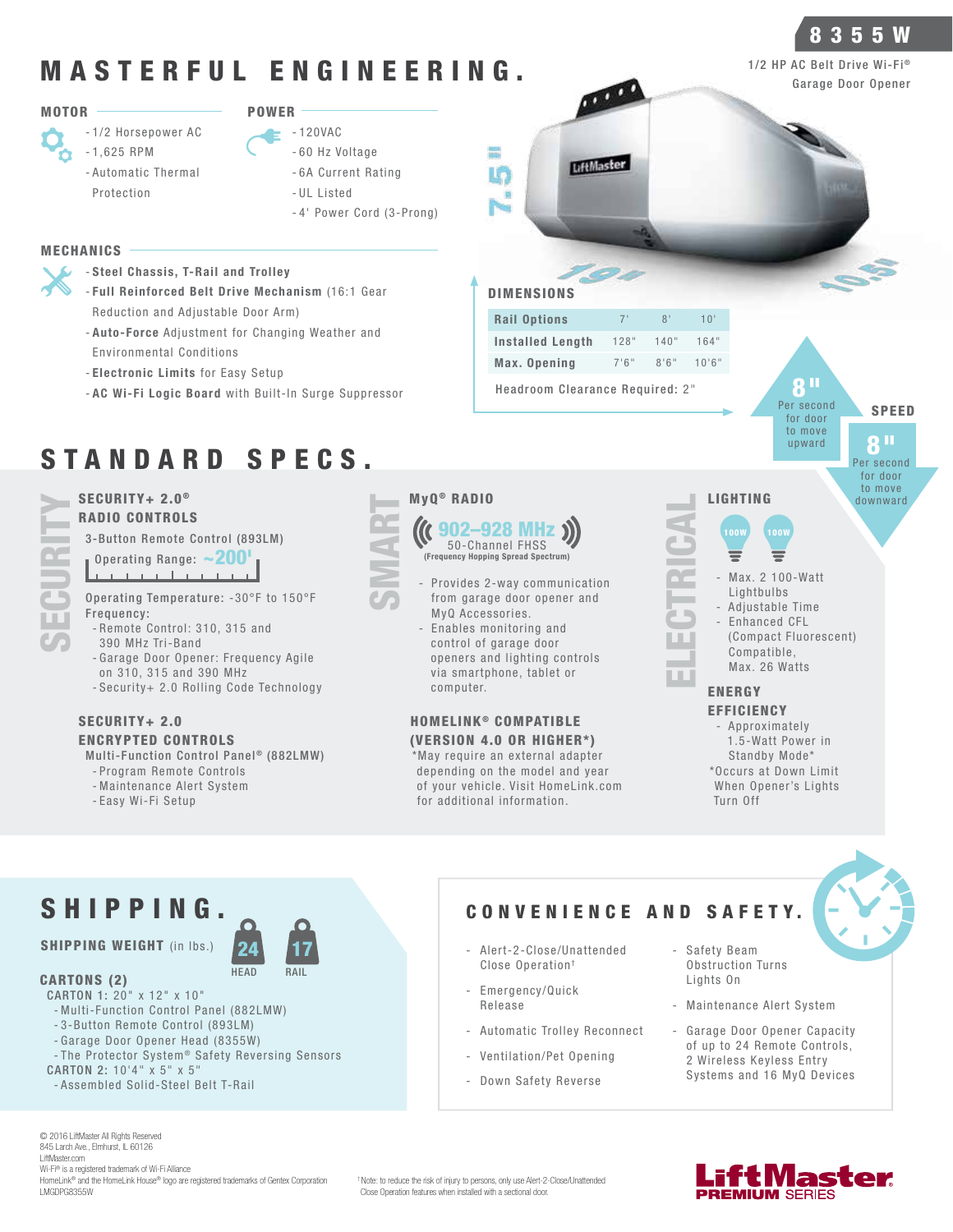# 8355W

1/2 HP AC Belt Drive Wi-Fi® Garage Door Opener

## MASTERFUL ENGINEERING.

### MOTOR

- 1/2 Horsepower AC
- 1,625 RPM
- Automatic Thermal Protection

### POWER

- 120VAC
- 60 Hz Voltage
- 6A Current Rating
- UL Listed
- 4' Power Cord (3-Prong)

### MECHANICS

- **Steel Chassis, T-Rail and Trolley**
- **Full Reinforced Belt Drive Mechanism** (16:1 Gear Reduction and Adjustable Door Arm)
- **Auto-Force** Adjustment for Changing Weather and Environmental Conditions
- **Electronic Limits** for Easy Setup
- **AC Wi-Fi Logic Board** with Built-In Surge Suppressor

7.5"

19"

10.5"

### DIMENSIONS

| Rail Options | 7' | 8' | 10' |
|---|---|---|---|
| Installed Length | 128" | 140" | 164" |
| Max. Opening | 7'6" | 8'6" | 10'6" |

Headroom Clearance Required: 2"

### SPEED

8" Per second for door to move upward

8" Per second for door to move downward

## STANDARD SPECS.

### SECURITY

#### SECURITY+ 2.0® RADIO CONTROLS

3-Button Remote Control (893LM)

Operating Range: ~200'

Operating Temperature: -30°F to 150°F

Frequency:

- Remote Control: 310, 315 and 390 MHz Tri-Band
- Garage Door Opener: Frequency Agile on 310, 315 and 390 MHz
- Security+ 2.0 Rolling Code Technology

#### SECURITY+ 2.0 ENCRYPTED CONTROLS

Multi-Function Control Panel® (882LMW)

- Program Remote Controls
- Maintenance Alert System
- Easy Wi-Fi Setup

### SMART

#### MyQ® RADIO

902–928 MHz

50-Channel FHSS

(Frequency Hopping Spread Spectrum)

- Provides 2-way communication from garage door opener and MyQ Accessories.
- Enables monitoring and control of garage door openers and lighting controls via smartphone, tablet or computer.

#### HOMELINK® COMPATIBLE (VERSION 4.0 OR HIGHER*)

*May require an external adapter depending on the model and year of your vehicle. Visit HomeLink.com for additional information.

### ELECTRICAL

#### LIGHTING

100W 100W

- Max. 2 100-Watt Lightbulbs
- Adjustable Time
- Enhanced CFL (Compact Fluorescent) Compatible, Max. 26 Watts

#### ENERGY EFFICIENCY

- Approximately 1.5-Watt Power in Standby Mode*

*Occurs at Down Limit When Opener's Lights Turn Off

## SHIPPING.

**SHIPPING WEIGHT** (in lbs.)

24 HEAD

17 RAIL

**CARTONS (2)**

CARTON 1: 20" x 12" x 10"

- Multi-Function Control Panel (882LMW)
- 3-Button Remote Control (893LM)
- Garage Door Opener Head (8355W)
- The Protector System® Safety Reversing Sensors

CARTON 2: 10'4" x 5" x 5"

- Assembled Solid-Steel Belt T-Rail

## CONVENIENCE AND SAFETY.

- Alert-2-Close/Unattended Close Operation†
- Emergency/Quick Release
- Automatic Trolley Reconnect
- Ventilation/Pet Opening
- Down Safety Reverse
- Safety Beam Obstruction Turns Lights On
- Maintenance Alert System
- Garage Door Opener Capacity of up to 24 Remote Controls, 2 Wireless Keyless Entry Systems and 16 MyQ Devices

© 2016 LiftMaster All Rights Reserved
845 Larch Ave., Elmhurst, IL 60126
LiftMaster.com
Wi-Fi® is a registered trademark of Wi-Fi Alliance
HomeLink® and the HomeLink House® logo are registered trademarks of Gentex Corporation
LMGDPG8355W

† Note: to reduce the risk of injury to persons, only use Alert-2-Close/Unattended Close Operation features when installed with a sectional door.

LiftMaster PREMIUM SERIES